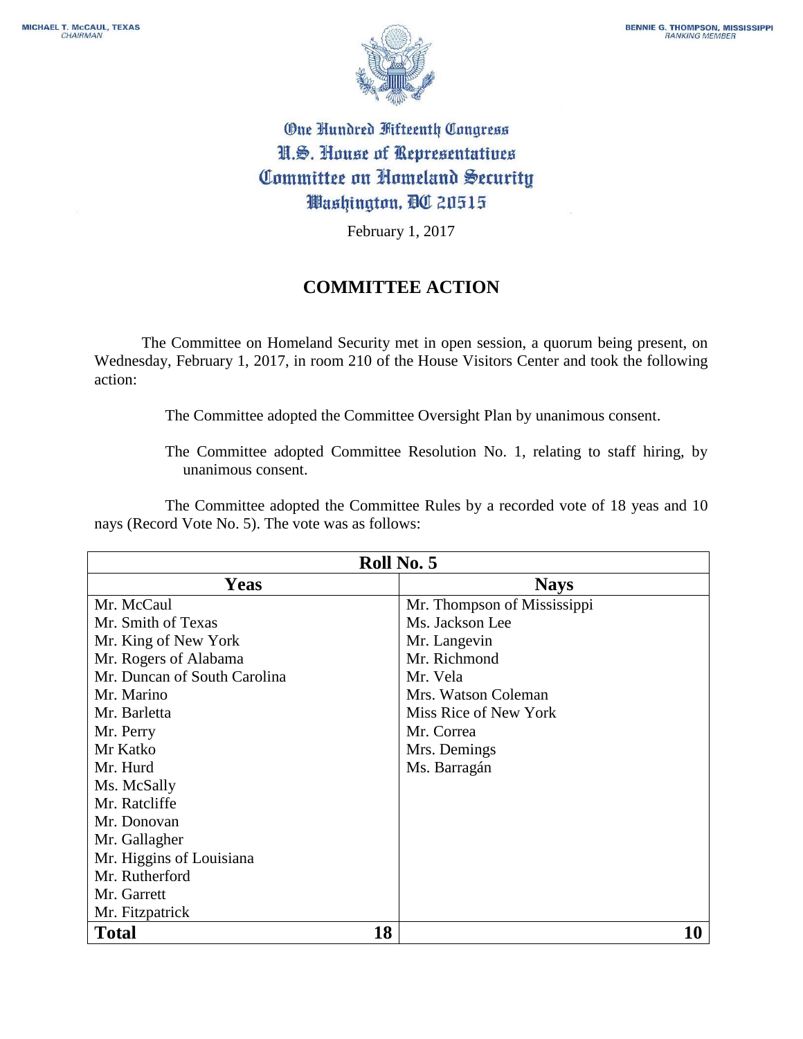MICHAEL T. McCAUL, TEXAS
*CHAIRMAN*

BENNIE G. THOMPSON, MISSISSIPPI
*RANKING MEMBER*

One Hundred Fifteenth Congress
U.S. House of Representatives
Committee on Homeland Security
Washington, DC 20515

February 1, 2017

## COMMITTEE ACTION

The Committee on Homeland Security met in open session, a quorum being present, on Wednesday, February 1, 2017, in room 210 of the House Visitors Center and took the following action:

The Committee adopted the Committee Oversight Plan by unanimous consent.

The Committee adopted Committee Resolution No. 1, relating to staff hiring, by unanimous consent.

The Committee adopted the Committee Rules by a recorded vote of 18 yeas and 10 nays (Record Vote No. 5). The vote was as follows:

| Roll No. 5 | |
|---|---|
| **Yeas** | **Nays** |
| Mr. McCaul | Mr. Thompson of Mississippi |
| Mr. Smith of Texas | Ms. Jackson Lee |
| Mr. King of New York | Mr. Langevin |
| Mr. Rogers of Alabama | Mr. Richmond |
| Mr. Duncan of South Carolina | Mr. Vela |
| Mr. Marino | Mrs. Watson Coleman |
| Mr. Barletta | Miss Rice of New York |
| Mr. Perry | Mr. Correa |
| Mr Katko | Mrs. Demings |
| Mr. Hurd | Ms. Barragán |
| Ms. McSally | |
| Mr. Ratcliffe | |
| Mr. Donovan | |
| Mr. Gallagher | |
| Mr. Higgins of Louisiana | |
| Mr. Rutherford | |
| Mr. Garrett | |
| Mr. Fitzpatrick | |
| **Total** 18 | **10** |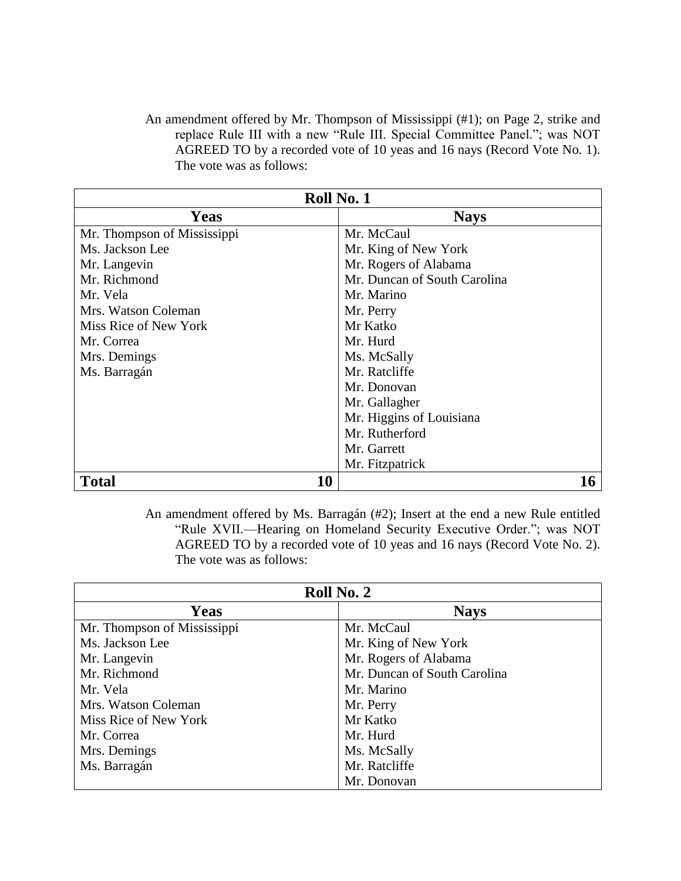An amendment offered by Mr. Thompson of Mississippi (#1); on Page 2, strike and replace Rule III with a new "Rule III. Special Committee Panel."; was NOT AGREED TO by a recorded vote of 10 yeas and 16 nays (Record Vote No. 1). The vote was as follows:

| Roll No. 1 | |
|---|---|
| **Yeas** | **Nays** |
| Mr. Thompson of Mississippi | Mr. McCaul |
| Ms. Jackson Lee | Mr. King of New York |
| Mr. Langevin | Mr. Rogers of Alabama |
| Mr. Richmond | Mr. Duncan of South Carolina |
| Mr. Vela | Mr. Marino |
| Mrs. Watson Coleman | Mr. Perry |
| Miss Rice of New York | Mr Katko |
| Mr. Correa | Mr. Hurd |
| Mrs. Demings | Ms. McSally |
| Ms. Barragán | Mr. Ratcliffe |
| | Mr. Donovan |
| | Mr. Gallagher |
| | Mr. Higgins of Louisiana |
| | Mr. Rutherford |
| | Mr. Garrett |
| | Mr. Fitzpatrick |
| **Total** **10** | **16** |

An amendment offered by Ms. Barragán (#2); Insert at the end a new Rule entitled "Rule XVII.—Hearing on Homeland Security Executive Order."; was NOT AGREED TO by a recorded vote of 10 yeas and 16 nays (Record Vote No. 2). The vote was as follows:

| Roll No. 2 | |
|---|---|
| **Yeas** | **Nays** |
| Mr. Thompson of Mississippi | Mr. McCaul |
| Ms. Jackson Lee | Mr. King of New York |
| Mr. Langevin | Mr. Rogers of Alabama |
| Mr. Richmond | Mr. Duncan of South Carolina |
| Mr. Vela | Mr. Marino |
| Mrs. Watson Coleman | Mr. Perry |
| Miss Rice of New York | Mr Katko |
| Mr. Correa | Mr. Hurd |
| Mrs. Demings | Ms. McSally |
| Ms. Barragán | Mr. Ratcliffe |
| | Mr. Donovan |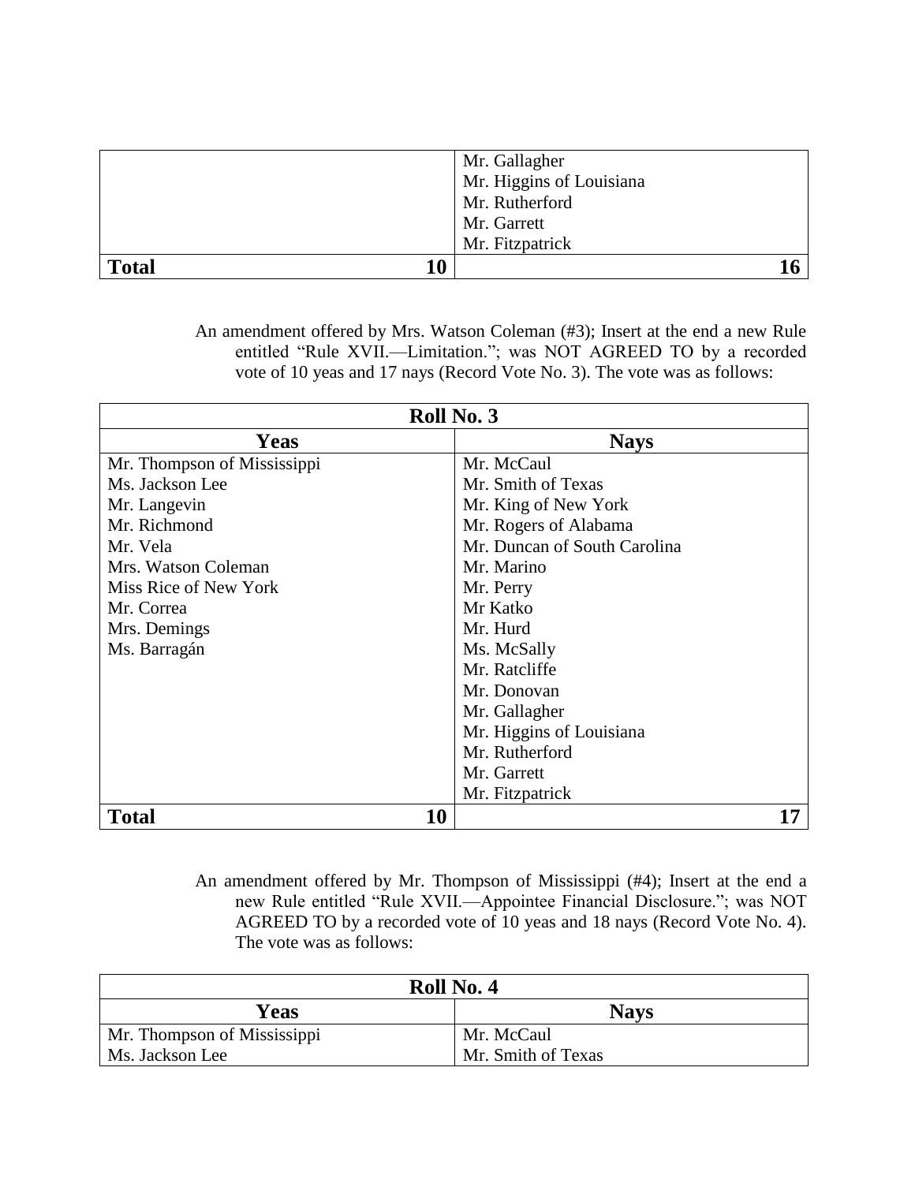| | |
|---|---|
| | Mr. Gallagher<br>Mr. Higgins of Louisiana<br>Mr. Rutherford<br>Mr. Garrett<br>Mr. Fitzpatrick |
| **Total** 10 | 16 |

An amendment offered by Mrs. Watson Coleman (#3); Insert at the end a new Rule entitled "Rule XVII.—Limitation."; was NOT AGREED TO by a recorded vote of 10 yeas and 17 nays (Record Vote No. 3). The vote was as follows:

| **Roll No. 3** | |
|---|---|
| **Yeas** | **Nays** |
| Mr. Thompson of Mississippi | Mr. McCaul |
| Ms. Jackson Lee | Mr. Smith of Texas |
| Mr. Langevin | Mr. King of New York |
| Mr. Richmond | Mr. Rogers of Alabama |
| Mr. Vela | Mr. Duncan of South Carolina |
| Mrs. Watson Coleman | Mr. Marino |
| Miss Rice of New York | Mr. Perry |
| Mr. Correa | Mr Katko |
| Mrs. Demings | Mr. Hurd |
| Ms. Barragán | Ms. McSally |
| | Mr. Ratcliffe |
| | Mr. Donovan |
| | Mr. Gallagher |
| | Mr. Higgins of Louisiana |
| | Mr. Rutherford |
| | Mr. Garrett |
| | Mr. Fitzpatrick |
| **Total** 10 | 17 |

An amendment offered by Mr. Thompson of Mississippi (#4); Insert at the end a new Rule entitled "Rule XVII.—Appointee Financial Disclosure."; was NOT AGREED TO by a recorded vote of 10 yeas and 18 nays (Record Vote No. 4). The vote was as follows:

| **Roll No. 4** | |
|---|---|
| **Yeas** | **Nays** |
| Mr. Thompson of Mississippi | Mr. McCaul |
| Ms. Jackson Lee | Mr. Smith of Texas |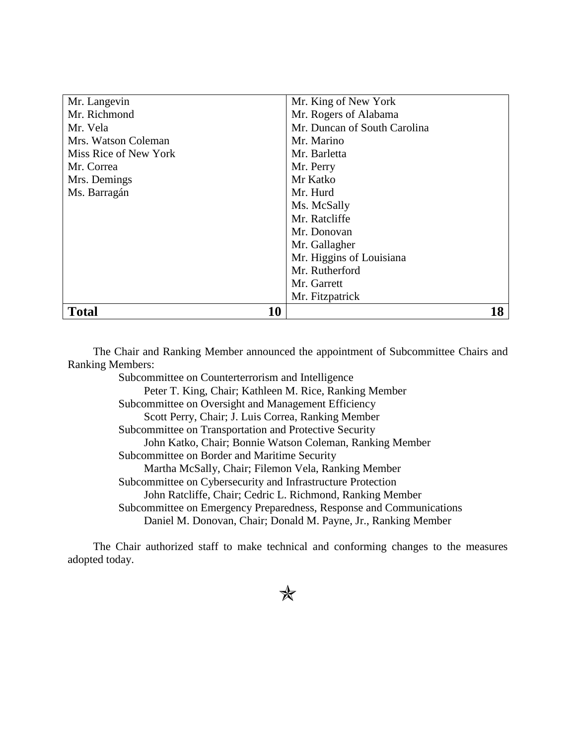| | |
|---|---|
| Mr. Langevin | Mr. King of New York |
| Mr. Richmond | Mr. Rogers of Alabama |
| Mr. Vela | Mr. Duncan of South Carolina |
| Mrs. Watson Coleman | Mr. Marino |
| Miss Rice of New York | Mr. Barletta |
| Mr. Correa | Mr. Perry |
| Mrs. Demings | Mr Katko |
| Ms. Barragán | Mr. Hurd |
| | Ms. McSally |
| | Mr. Ratcliffe |
| | Mr. Donovan |
| | Mr. Gallagher |
| | Mr. Higgins of Louisiana |
| | Mr. Rutherford |
| | Mr. Garrett |
| | Mr. Fitzpatrick |
| **Total 10** | **18** |

The Chair and Ranking Member announced the appointment of Subcommittee Chairs and Ranking Members:

- Subcommittee on Counterterrorism and Intelligence
  - Peter T. King, Chair; Kathleen M. Rice, Ranking Member
- Subcommittee on Oversight and Management Efficiency
  - Scott Perry, Chair; J. Luis Correa, Ranking Member
- Subcommittee on Transportation and Protective Security
  - John Katko, Chair; Bonnie Watson Coleman, Ranking Member
- Subcommittee on Border and Maritime Security
  - Martha McSally, Chair; Filemon Vela, Ranking Member
- Subcommittee on Cybersecurity and Infrastructure Protection
  - John Ratcliffe, Chair; Cedric L. Richmond, Ranking Member
- Subcommittee on Emergency Preparedness, Response and Communications
  - Daniel M. Donovan, Chair; Donald M. Payne, Jr., Ranking Member

The Chair authorized staff to make technical and conforming changes to the measures adopted today.

✯